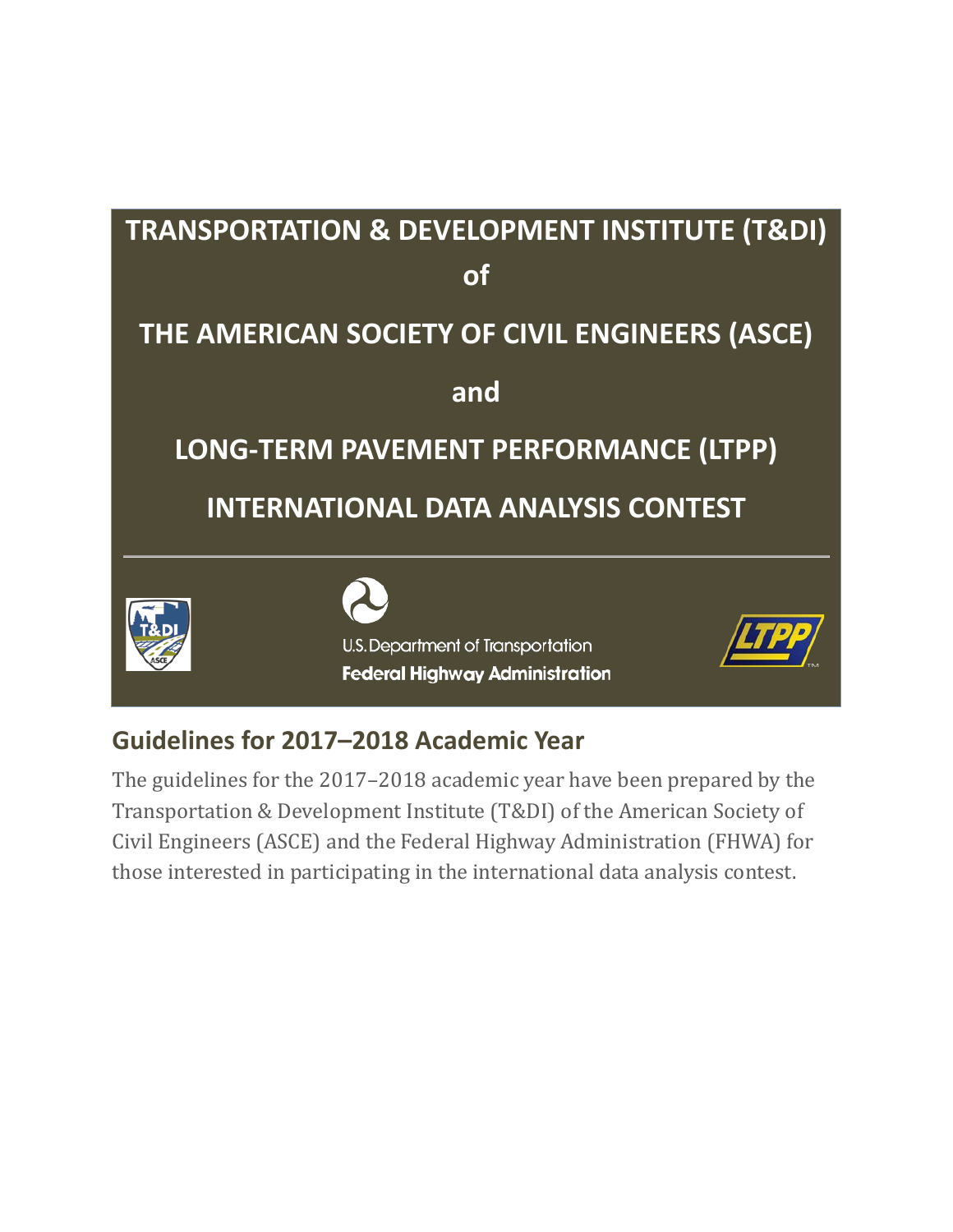# TRANSPORTATION & DEVELOPMENT INSTITUTE (T&DI) of THE AMERICAN SOCIETY OF CIVIL ENGINEERS (ASCE) and LONG-TERM PAVEMENT PERFORMANCE (LTPP) INTERNATIONAL DATA ANALYSIS CONTEST

U.S. Department of Transportation
**Federal Highway Administration**

## Guidelines for 2017–2018 Academic Year

The guidelines for the 2017–2018 academic year have been prepared by the Transportation & Development Institute (T&DI) of the American Society of Civil Engineers (ASCE) and the Federal Highway Administration (FHWA) for those interested in participating in the international data analysis contest.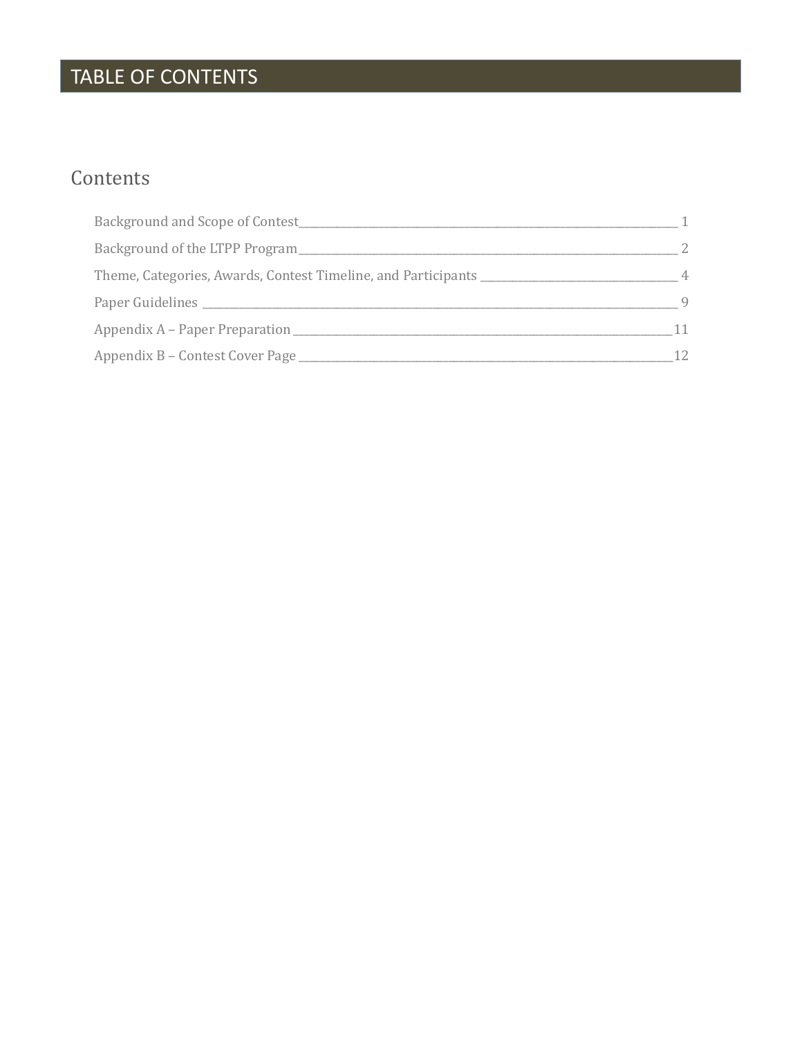# TABLE OF CONTENTS

## Contents

- Background and Scope of Contest ____ 1
- Background of the LTPP Program ____ 2
- Theme, Categories, Awards, Contest Timeline, and Participants ____ 4
- Paper Guidelines ____ 9
- Appendix A – Paper Preparation ____ 11
- Appendix B – Contest Cover Page ____ 12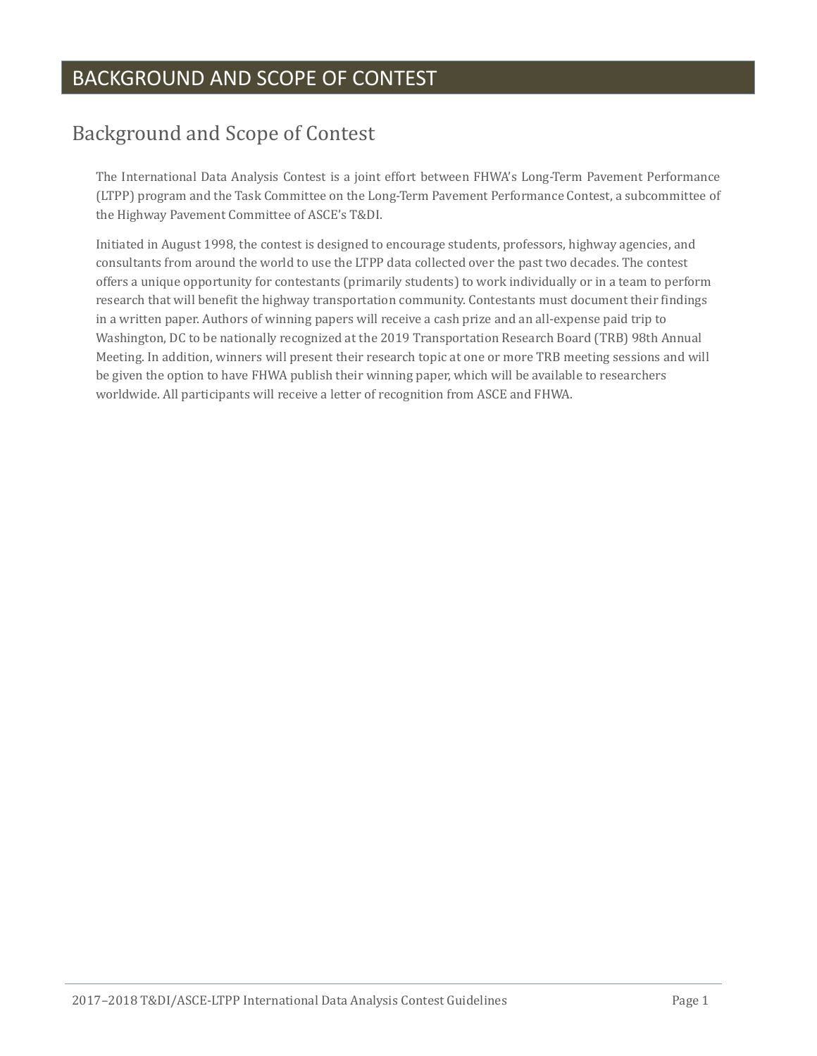# BACKGROUND AND SCOPE OF CONTEST

## Background and Scope of Contest

The International Data Analysis Contest is a joint effort between FHWA's Long-Term Pavement Performance (LTPP) program and the Task Committee on the Long-Term Pavement Performance Contest, a subcommittee of the Highway Pavement Committee of ASCE's T&DI.

Initiated in August 1998, the contest is designed to encourage students, professors, highway agencies, and consultants from around the world to use the LTPP data collected over the past two decades. The contest offers a unique opportunity for contestants (primarily students) to work individually or in a team to perform research that will benefit the highway transportation community. Contestants must document their findings in a written paper. Authors of winning papers will receive a cash prize and an all-expense paid trip to Washington, DC to be nationally recognized at the 2019 Transportation Research Board (TRB) 98th Annual Meeting. In addition, winners will present their research topic at one or more TRB meeting sessions and will be given the option to have FHWA publish their winning paper, which will be available to researchers worldwide. All participants will receive a letter of recognition from ASCE and FHWA.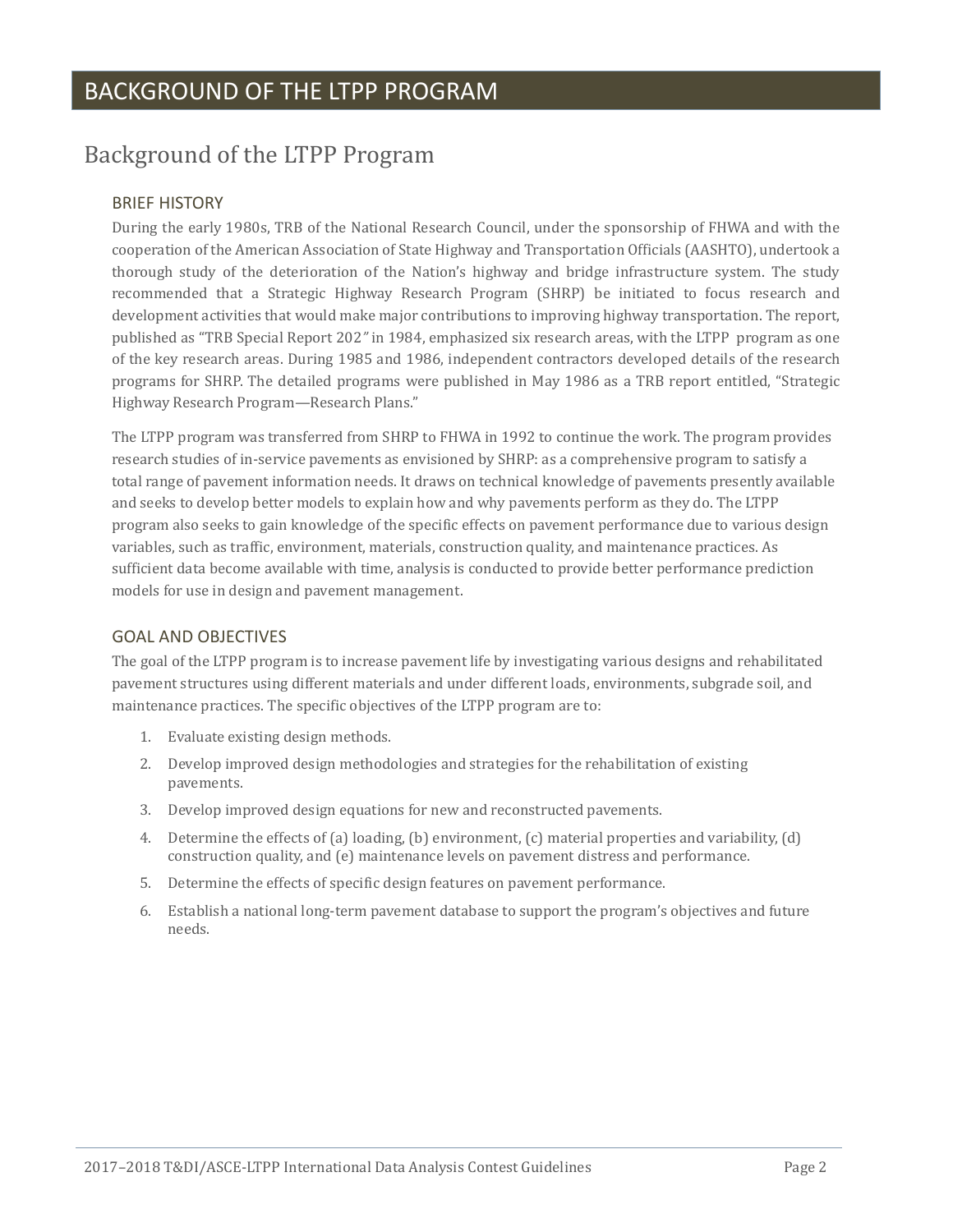# BACKGROUND OF THE LTPP PROGRAM

## Background of the LTPP Program

### BRIEF HISTORY

During the early 1980s, TRB of the National Research Council, under the sponsorship of FHWA and with the cooperation of the American Association of State Highway and Transportation Officials (AASHTO), undertook a thorough study of the deterioration of the Nation's highway and bridge infrastructure system. The study recommended that a Strategic Highway Research Program (SHRP) be initiated to focus research and development activities that would make major contributions to improving highway transportation. The report, published as "TRB Special Report 202" in 1984, emphasized six research areas, with the LTPP program as one of the key research areas. During 1985 and 1986, independent contractors developed details of the research programs for SHRP. The detailed programs were published in May 1986 as a TRB report entitled, "Strategic Highway Research Program—Research Plans."

The LTPP program was transferred from SHRP to FHWA in 1992 to continue the work. The program provides research studies of in-service pavements as envisioned by SHRP: as a comprehensive program to satisfy a total range of pavement information needs. It draws on technical knowledge of pavements presently available and seeks to develop better models to explain how and why pavements perform as they do. The LTPP program also seeks to gain knowledge of the specific effects on pavement performance due to various design variables, such as traffic, environment, materials, construction quality, and maintenance practices. As sufficient data become available with time, analysis is conducted to provide better performance prediction models for use in design and pavement management.

### GOAL AND OBJECTIVES

The goal of the LTPP program is to increase pavement life by investigating various designs and rehabilitated pavement structures using different materials and under different loads, environments, subgrade soil, and maintenance practices. The specific objectives of the LTPP program are to:

1. Evaluate existing design methods.
2. Develop improved design methodologies and strategies for the rehabilitation of existing pavements.
3. Develop improved design equations for new and reconstructed pavements.
4. Determine the effects of (a) loading, (b) environment, (c) material properties and variability, (d) construction quality, and (e) maintenance levels on pavement distress and performance.
5. Determine the effects of specific design features on pavement performance.
6. Establish a national long-term pavement database to support the program's objectives and future needs.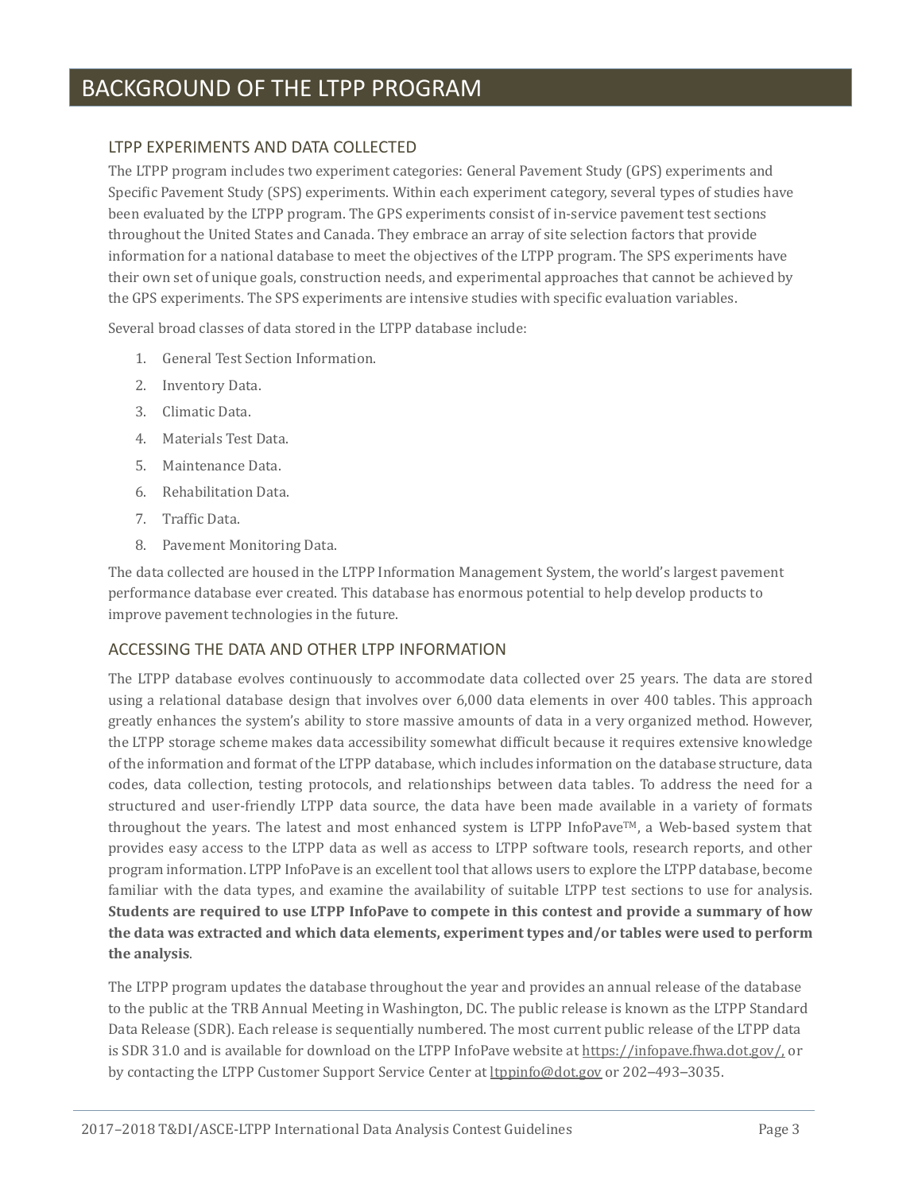# BACKGROUND OF THE LTPP PROGRAM

## LTPP EXPERIMENTS AND DATA COLLECTED

The LTPP program includes two experiment categories: General Pavement Study (GPS) experiments and Specific Pavement Study (SPS) experiments. Within each experiment category, several types of studies have been evaluated by the LTPP program. The GPS experiments consist of in-service pavement test sections throughout the United States and Canada. They embrace an array of site selection factors that provide information for a national database to meet the objectives of the LTPP program. The SPS experiments have their own set of unique goals, construction needs, and experimental approaches that cannot be achieved by the GPS experiments. The SPS experiments are intensive studies with specific evaluation variables.

Several broad classes of data stored in the LTPP database include:

1. General Test Section Information.
2. Inventory Data.
3. Climatic Data.
4. Materials Test Data.
5. Maintenance Data.
6. Rehabilitation Data.
7. Traffic Data.
8. Pavement Monitoring Data.

The data collected are housed in the LTPP Information Management System, the world's largest pavement performance database ever created. This database has enormous potential to help develop products to improve pavement technologies in the future.

## ACCESSING THE DATA AND OTHER LTPP INFORMATION

The LTPP database evolves continuously to accommodate data collected over 25 years. The data are stored using a relational database design that involves over 6,000 data elements in over 400 tables. This approach greatly enhances the system's ability to store massive amounts of data in a very organized method. However, the LTPP storage scheme makes data accessibility somewhat difficult because it requires extensive knowledge of the information and format of the LTPP database, which includes information on the database structure, data codes, data collection, testing protocols, and relationships between data tables. To address the need for a structured and user-friendly LTPP data source, the data have been made available in a variety of formats throughout the years. The latest and most enhanced system is LTPP InfoPave™, a Web-based system that provides easy access to the LTPP data as well as access to LTPP software tools, research reports, and other program information. LTPP InfoPave is an excellent tool that allows users to explore the LTPP database, become familiar with the data types, and examine the availability of suitable LTPP test sections to use for analysis. **Students are required to use LTPP InfoPave to compete in this contest and provide a summary of how the data was extracted and which data elements, experiment types and/or tables were used to perform the analysis**.

The LTPP program updates the database throughout the year and provides an annual release of the database to the public at the TRB Annual Meeting in Washington, DC. The public release is known as the LTPP Standard Data Release (SDR). Each release is sequentially numbered. The most current public release of the LTPP data is SDR 31.0 and is available for download on the LTPP InfoPave website at https://infopave.fhwa.dot.gov/, or by contacting the LTPP Customer Support Service Center at ltppinfo@dot.gov or 202–493–3035.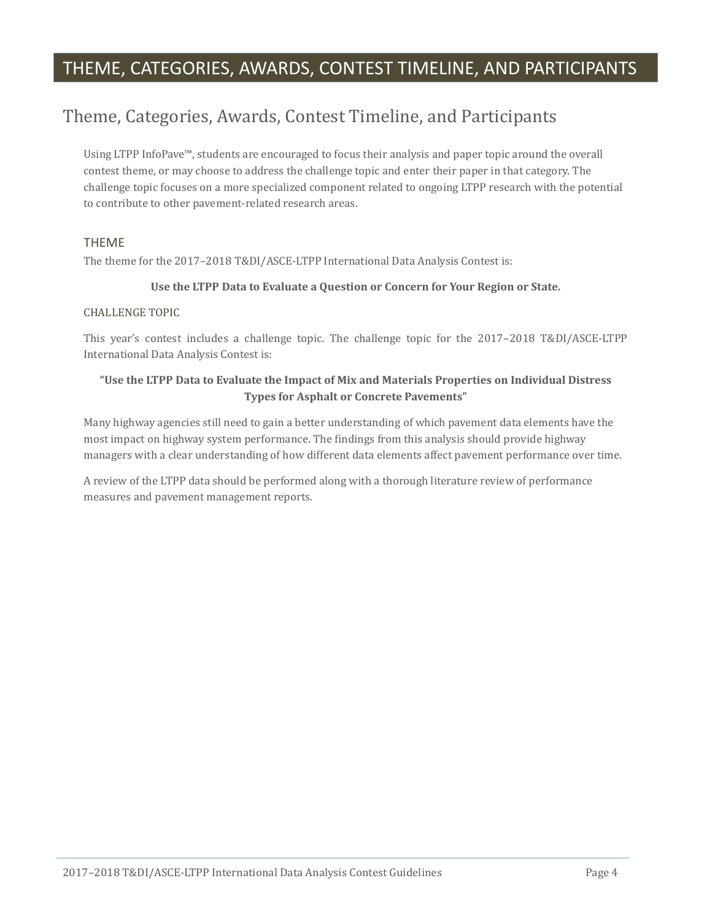# THEME, CATEGORIES, AWARDS, CONTEST TIMELINE, AND PARTICIPANTS

## Theme, Categories, Awards, Contest Timeline, and Participants

Using LTPP InfoPave™, students are encouraged to focus their analysis and paper topic around the overall contest theme, or may choose to address the challenge topic and enter their paper in that category. The challenge topic focuses on a more specialized component related to ongoing LTPP research with the potential to contribute to other pavement-related research areas.

### THEME

The theme for the 2017–2018 T&DI/ASCE-LTPP International Data Analysis Contest is:

**Use the LTPP Data to Evaluate a Question or Concern for Your Region or State.**

#### CHALLENGE TOPIC

This year's contest includes a challenge topic. The challenge topic for the 2017–2018 T&DI/ASCE-LTPP International Data Analysis Contest is:

**"Use the LTPP Data to Evaluate the Impact of Mix and Materials Properties on Individual Distress Types for Asphalt or Concrete Pavements"**

Many highway agencies still need to gain a better understanding of which pavement data elements have the most impact on highway system performance. The findings from this analysis should provide highway managers with a clear understanding of how different data elements affect pavement performance over time.

A review of the LTPP data should be performed along with a thorough literature review of performance measures and pavement management reports.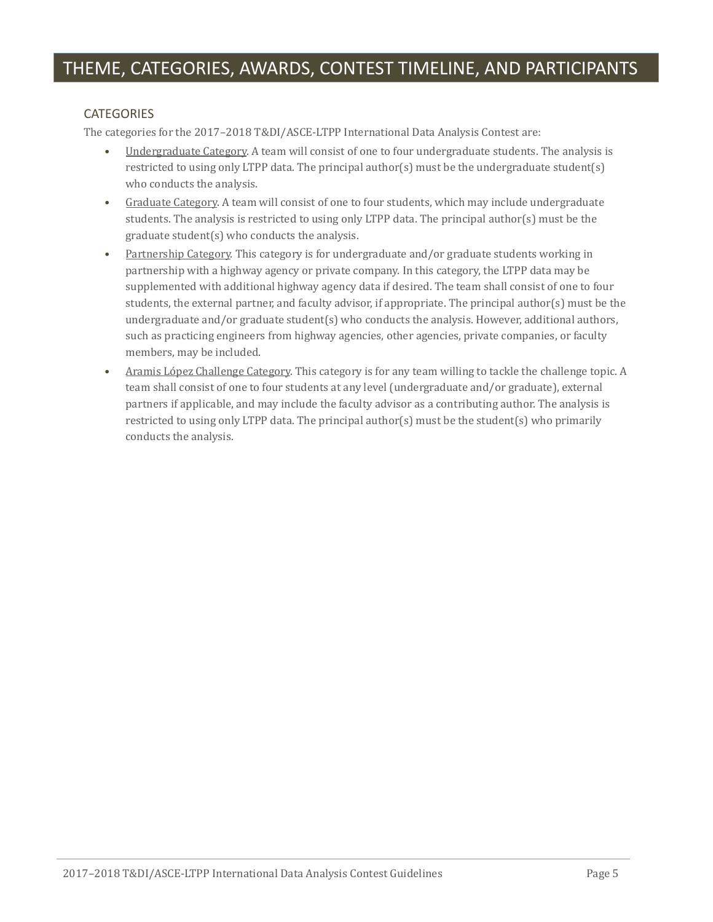# THEME, CATEGORIES, AWARDS, CONTEST TIMELINE, AND PARTICIPANTS

## CATEGORIES

The categories for the 2017–2018 T&DI/ASCE-LTPP International Data Analysis Contest are:

- Undergraduate Category. A team will consist of one to four undergraduate students. The analysis is restricted to using only LTPP data. The principal author(s) must be the undergraduate student(s) who conducts the analysis.
- Graduate Category. A team will consist of one to four students, which may include undergraduate students. The analysis is restricted to using only LTPP data. The principal author(s) must be the graduate student(s) who conducts the analysis.
- Partnership Category. This category is for undergraduate and/or graduate students working in partnership with a highway agency or private company. In this category, the LTPP data may be supplemented with additional highway agency data if desired. The team shall consist of one to four students, the external partner, and faculty advisor, if appropriate. The principal author(s) must be the undergraduate and/or graduate student(s) who conducts the analysis. However, additional authors, such as practicing engineers from highway agencies, other agencies, private companies, or faculty members, may be included.
- Aramis López Challenge Category. This category is for any team willing to tackle the challenge topic. A team shall consist of one to four students at any level (undergraduate and/or graduate), external partners if applicable, and may include the faculty advisor as a contributing author. The analysis is restricted to using only LTPP data. The principal author(s) must be the student(s) who primarily conducts the analysis.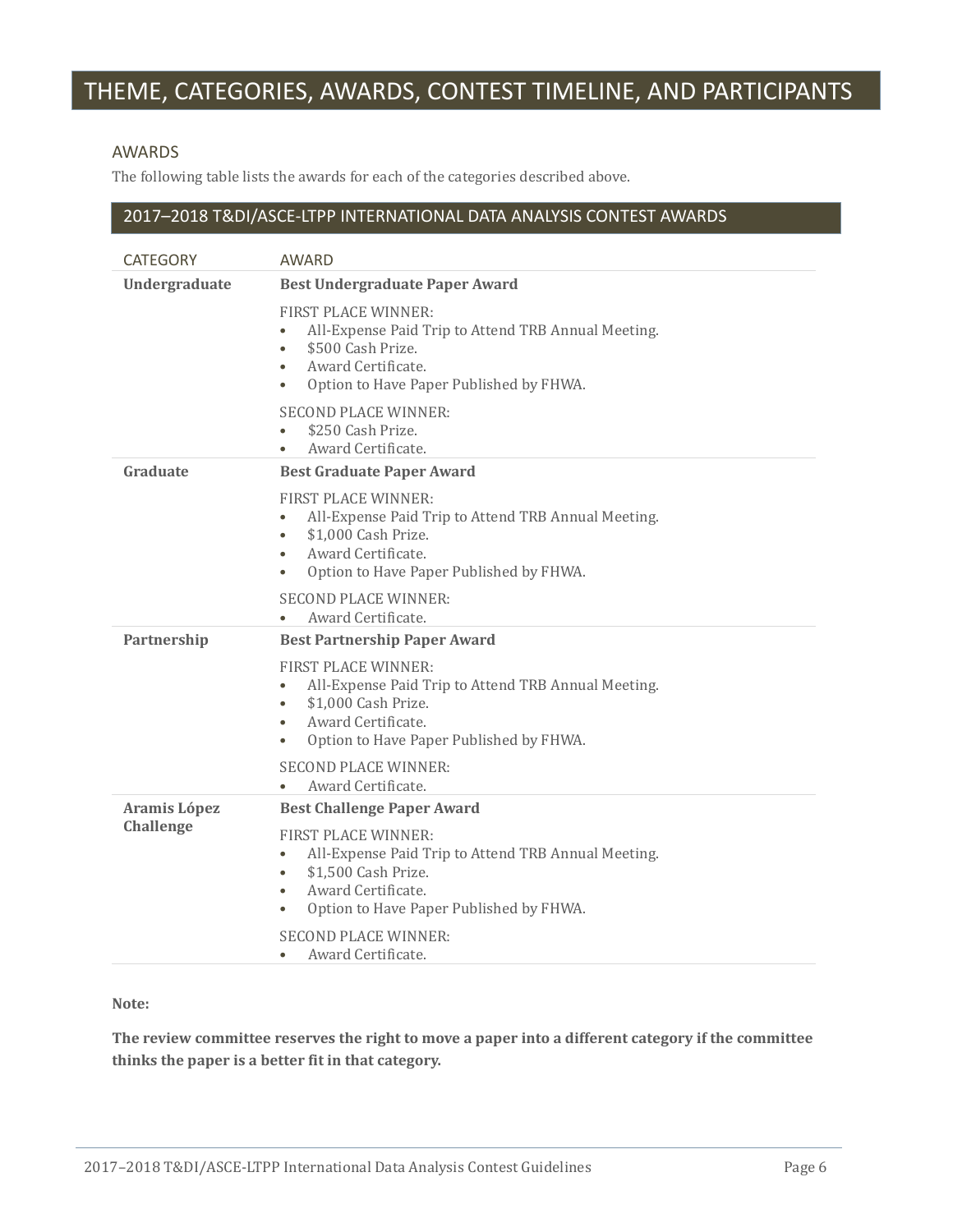# THEME, CATEGORIES, AWARDS, CONTEST TIMELINE, AND PARTICIPANTS

## AWARDS

The following table lists the awards for each of the categories described above.

### 2017–2018 T&DI/ASCE-LTPP INTERNATIONAL DATA ANALYSIS CONTEST AWARDS

| CATEGORY | AWARD |
| --- | --- |
| **Undergraduate** | **Best Undergraduate Paper Award**<br><br>FIRST PLACE WINNER:<br>• All-Expense Paid Trip to Attend TRB Annual Meeting.<br>• $500 Cash Prize.<br>• Award Certificate.<br>• Option to Have Paper Published by FHWA.<br><br>SECOND PLACE WINNER:<br>• $250 Cash Prize.<br>• Award Certificate. |
| **Graduate** | **Best Graduate Paper Award**<br><br>FIRST PLACE WINNER:<br>• All-Expense Paid Trip to Attend TRB Annual Meeting.<br>• $1,000 Cash Prize.<br>• Award Certificate.<br>• Option to Have Paper Published by FHWA.<br><br>SECOND PLACE WINNER:<br>• Award Certificate. |
| **Partnership** | **Best Partnership Paper Award**<br><br>FIRST PLACE WINNER:<br>• All-Expense Paid Trip to Attend TRB Annual Meeting.<br>• $1,000 Cash Prize.<br>• Award Certificate.<br>• Option to Have Paper Published by FHWA.<br><br>SECOND PLACE WINNER:<br>• Award Certificate. |
| **Aramis López Challenge** | **Best Challenge Paper Award**<br><br>FIRST PLACE WINNER:<br>• All-Expense Paid Trip to Attend TRB Annual Meeting.<br>• $1,500 Cash Prize.<br>• Award Certificate.<br>• Option to Have Paper Published by FHWA.<br><br>SECOND PLACE WINNER:<br>• Award Certificate. |

**Note:**

**The review committee reserves the right to move a paper into a different category if the committee thinks the paper is a better fit in that category.**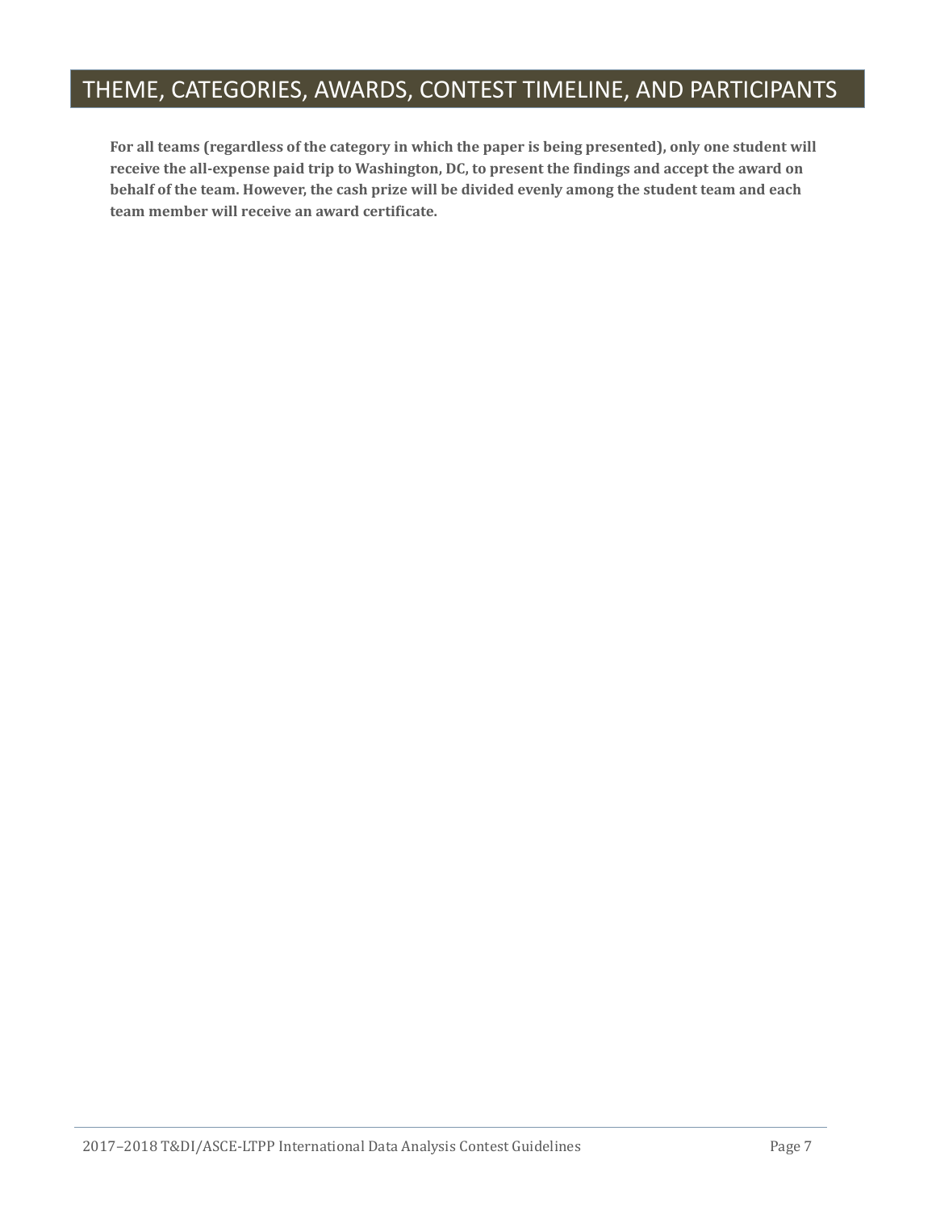# THEME, CATEGORIES, AWARDS, CONTEST TIMELINE, AND PARTICIPANTS

**For all teams (regardless of the category in which the paper is being presented), only one student will receive the all-expense paid trip to Washington, DC, to present the findings and accept the award on behalf of the team. However, the cash prize will be divided evenly among the student team and each team member will receive an award certificate.**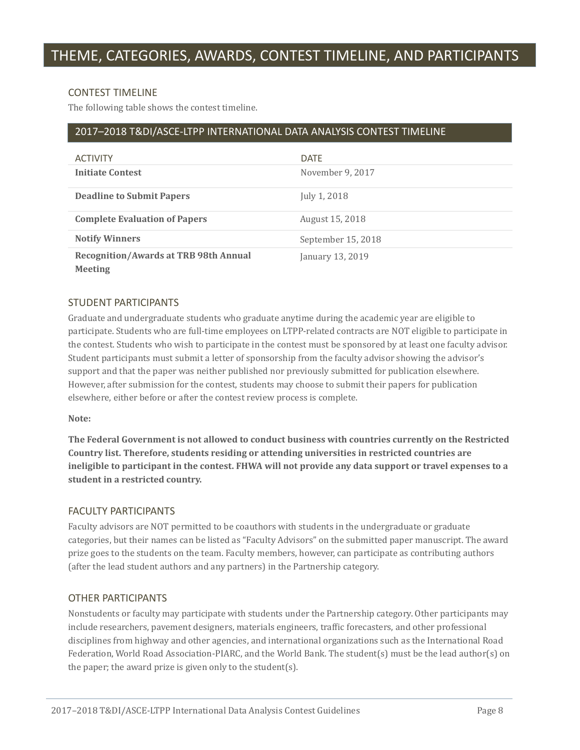# THEME, CATEGORIES, AWARDS, CONTEST TIMELINE, AND PARTICIPANTS

## CONTEST TIMELINE

The following table shows the contest timeline.

**2017–2018 T&DI/ASCE-LTPP INTERNATIONAL DATA ANALYSIS CONTEST TIMELINE**

| ACTIVITY | DATE |
|---|---|
| **Initiate Contest** | November 9, 2017 |
| **Deadline to Submit Papers** | July 1, 2018 |
| **Complete Evaluation of Papers** | August 15, 2018 |
| **Notify Winners** | September 15, 2018 |
| **Recognition/Awards at TRB 98th Annual Meeting** | January 13, 2019 |

## STUDENT PARTICIPANTS

Graduate and undergraduate students who graduate anytime during the academic year are eligible to participate. Students who are full-time employees on LTPP-related contracts are NOT eligible to participate in the contest. Students who wish to participate in the contest must be sponsored by at least one faculty advisor. Student participants must submit a letter of sponsorship from the faculty advisor showing the advisor's support and that the paper was neither published nor previously submitted for publication elsewhere. However, after submission for the contest, students may choose to submit their papers for publication elsewhere, either before or after the contest review process is complete.

**Note:**

**The Federal Government is not allowed to conduct business with countries currently on the Restricted Country list. Therefore, students residing or attending universities in restricted countries are ineligible to participant in the contest. FHWA will not provide any data support or travel expenses to a student in a restricted country.**

## FACULTY PARTICIPANTS

Faculty advisors are NOT permitted to be coauthors with students in the undergraduate or graduate categories, but their names can be listed as "Faculty Advisors" on the submitted paper manuscript. The award prize goes to the students on the team. Faculty members, however, can participate as contributing authors (after the lead student authors and any partners) in the Partnership category.

## OTHER PARTICIPANTS

Nonstudents or faculty may participate with students under the Partnership category. Other participants may include researchers, pavement designers, materials engineers, traffic forecasters, and other professional disciplines from highway and other agencies, and international organizations such as the International Road Federation, World Road Association-PIARC, and the World Bank. The student(s) must be the lead author(s) on the paper; the award prize is given only to the student(s).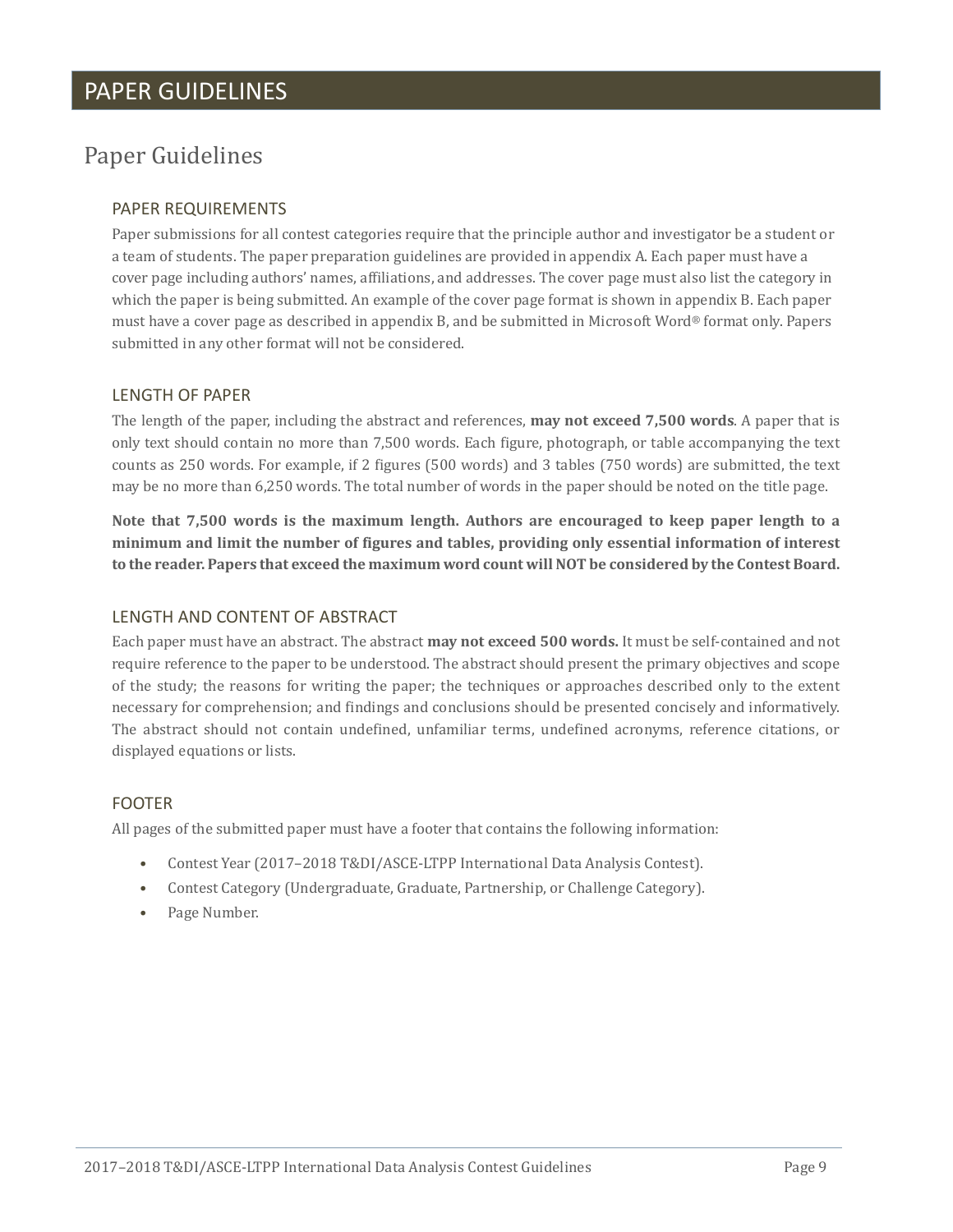# PAPER GUIDELINES

## Paper Guidelines

### PAPER REQUIREMENTS

Paper submissions for all contest categories require that the principle author and investigator be a student or a team of students. The paper preparation guidelines are provided in appendix A. Each paper must have a cover page including authors' names, affiliations, and addresses. The cover page must also list the category in which the paper is being submitted. An example of the cover page format is shown in appendix B. Each paper must have a cover page as described in appendix B, and be submitted in Microsoft Word® format only. Papers submitted in any other format will not be considered.

### LENGTH OF PAPER

The length of the paper, including the abstract and references, **may not exceed 7,500 words**. A paper that is only text should contain no more than 7,500 words. Each figure, photograph, or table accompanying the text counts as 250 words. For example, if 2 figures (500 words) and 3 tables (750 words) are submitted, the text may be no more than 6,250 words. The total number of words in the paper should be noted on the title page.

**Note that 7,500 words is the maximum length. Authors are encouraged to keep paper length to a minimum and limit the number of figures and tables, providing only essential information of interest to the reader. Papers that exceed the maximum word count will NOT be considered by the Contest Board.**

### LENGTH AND CONTENT OF ABSTRACT

Each paper must have an abstract. The abstract **may not exceed 500 words.** It must be self-contained and not require reference to the paper to be understood. The abstract should present the primary objectives and scope of the study; the reasons for writing the paper; the techniques or approaches described only to the extent necessary for comprehension; and findings and conclusions should be presented concisely and informatively. The abstract should not contain undefined, unfamiliar terms, undefined acronyms, reference citations, or displayed equations or lists.

### FOOTER

All pages of the submitted paper must have a footer that contains the following information:

- Contest Year (2017–2018 T&DI/ASCE-LTPP International Data Analysis Contest).
- Contest Category (Undergraduate, Graduate, Partnership, or Challenge Category).
- Page Number.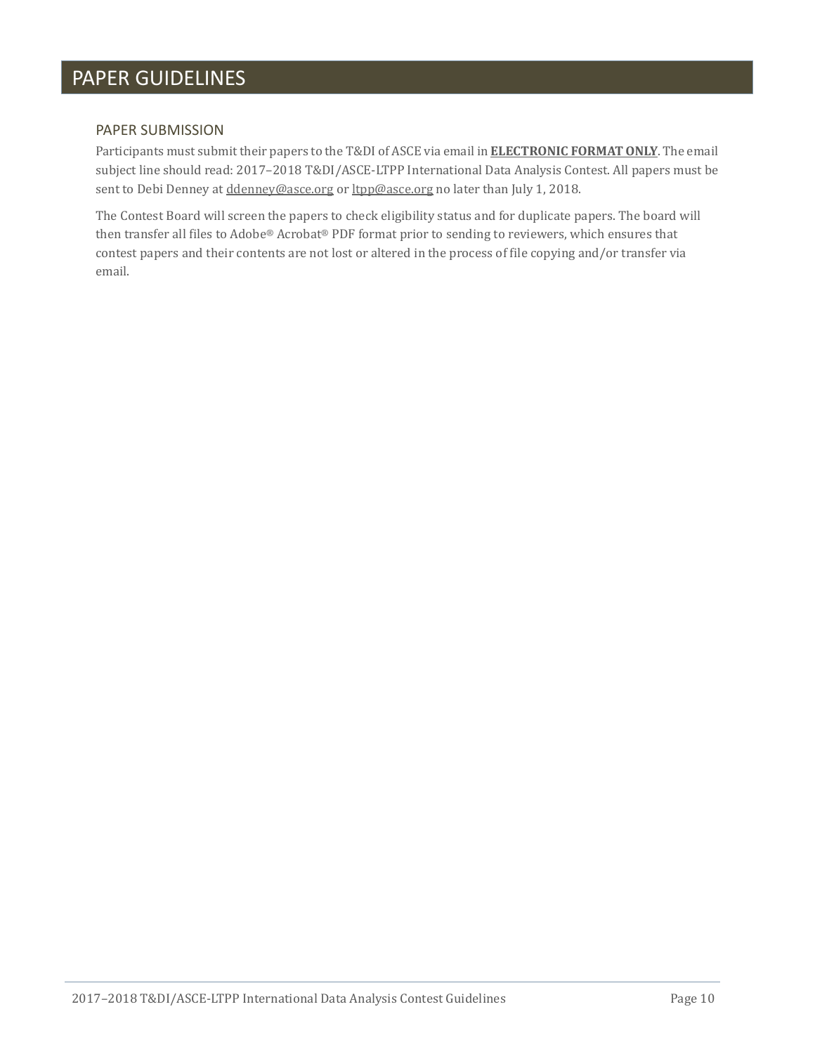# PAPER GUIDELINES

## PAPER SUBMISSION

Participants must submit their papers to the T&DI of ASCE via email in **ELECTRONIC FORMAT ONLY**. The email subject line should read: 2017–2018 T&DI/ASCE-LTPP International Data Analysis Contest. All papers must be sent to Debi Denney at ddenney@asce.org or ltpp@asce.org no later than July 1, 2018.

The Contest Board will screen the papers to check eligibility status and for duplicate papers. The board will then transfer all files to Adobe® Acrobat® PDF format prior to sending to reviewers, which ensures that contest papers and their contents are not lost or altered in the process of file copying and/or transfer via email.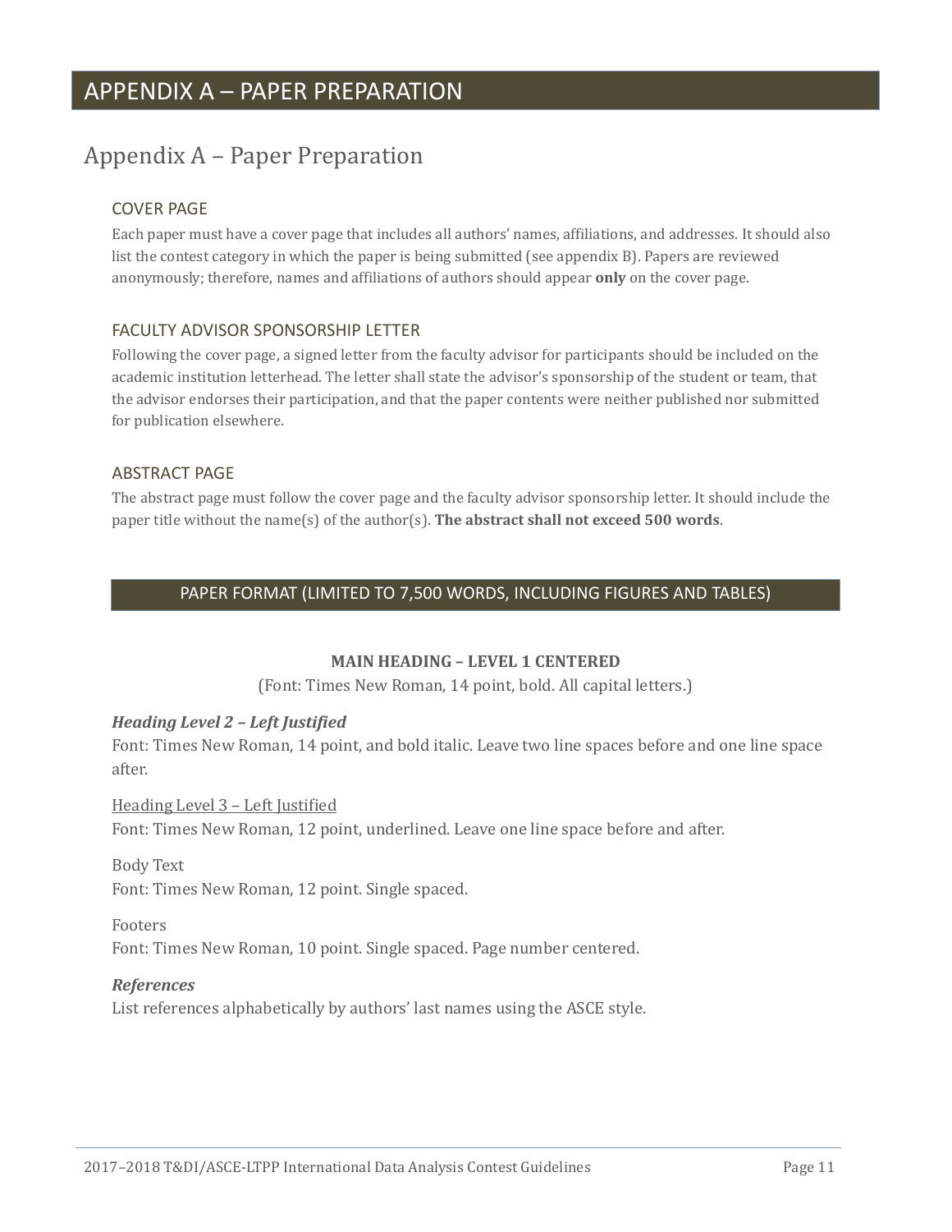# APPENDIX A – PAPER PREPARATION

## Appendix A – Paper Preparation

### COVER PAGE

Each paper must have a cover page that includes all authors' names, affiliations, and addresses. It should also list the contest category in which the paper is being submitted (see appendix B). Papers are reviewed anonymously; therefore, names and affiliations of authors should appear **only** on the cover page.

### FACULTY ADVISOR SPONSORSHIP LETTER

Following the cover page, a signed letter from the faculty advisor for participants should be included on the academic institution letterhead. The letter shall state the advisor's sponsorship of the student or team, that the advisor endorses their participation, and that the paper contents were neither published nor submitted for publication elsewhere.

### ABSTRACT PAGE

The abstract page must follow the cover page and the faculty advisor sponsorship letter. It should include the paper title without the name(s) of the author(s). **The abstract shall not exceed 500 words**.

## PAPER FORMAT (LIMITED TO 7,500 WORDS, INCLUDING FIGURES AND TABLES)

**MAIN HEADING – LEVEL 1 CENTERED**

(Font: Times New Roman, 14 point, bold. All capital letters.)

***Heading Level 2 – Left Justified***

Font: Times New Roman, 14 point, and bold italic. Leave two line spaces before and one line space after.

<u>Heading Level 3 – Left Justified</u>

Font: Times New Roman, 12 point, underlined. Leave one line space before and after.

Body Text

Font: Times New Roman, 12 point. Single spaced.

Footers

Font: Times New Roman, 10 point. Single spaced. Page number centered.

***References***

List references alphabetically by authors' last names using the ASCE style.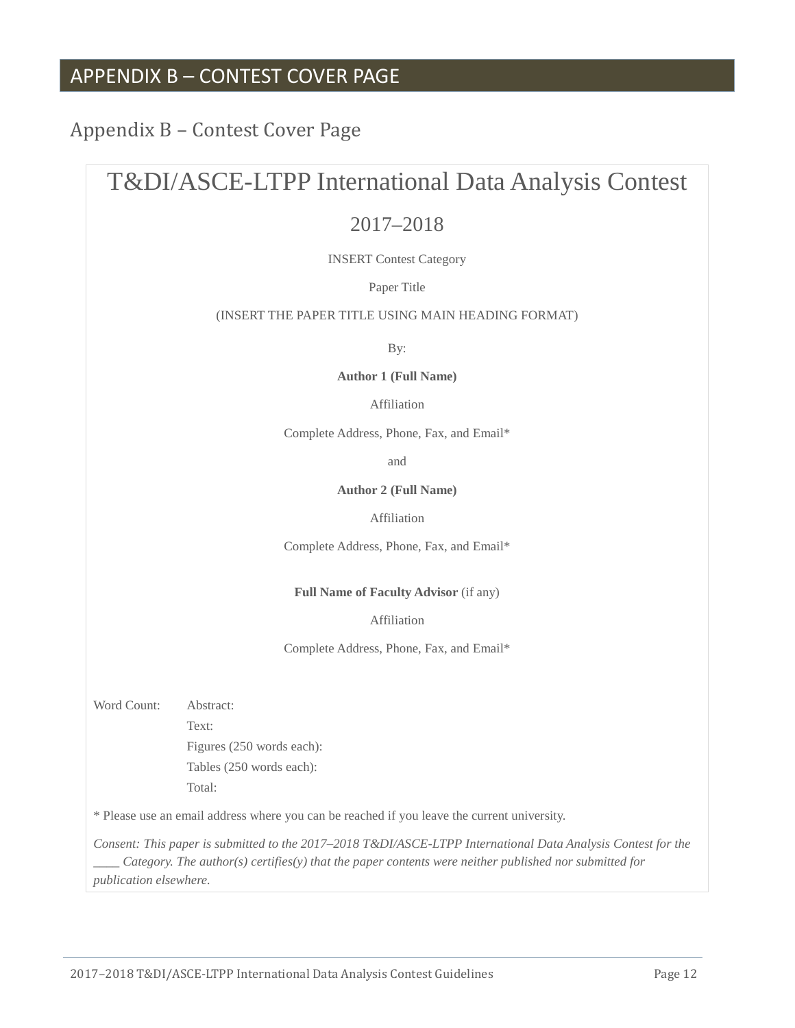# APPENDIX B – CONTEST COVER PAGE

## Appendix B – Contest Cover Page

T&DI/ASCE-LTPP International Data Analysis Contest

2017–2018

INSERT Contest Category

Paper Title

(INSERT THE PAPER TITLE USING MAIN HEADING FORMAT)

By:

**Author 1 (Full Name)**

Affiliation

Complete Address, Phone, Fax, and Email*

and

**Author 2 (Full Name)**

Affiliation

Complete Address, Phone, Fax, and Email*

**Full Name of Faculty Advisor** (if any)

Affiliation

Complete Address, Phone, Fax, and Email*

Word Count: Abstract:
Text:
Figures (250 words each):
Tables (250 words each):
Total:

* Please use an email address where you can be reached if you leave the current university.

*Consent: This paper is submitted to the 2017–2018 T&DI/ASCE-LTPP International Data Analysis Contest for the ____ Category. The author(s) certifies(y) that the paper contents were neither published nor submitted for publication elsewhere.*